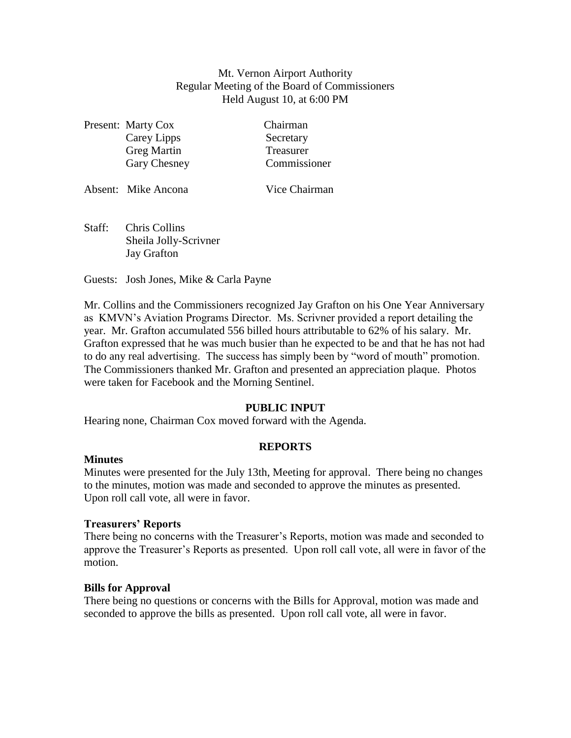Mt. Vernon Airport Authority
Regular Meeting of the Board of Commissioners
Held August 10, at 6:00 PM

| Present: | Marty Cox | Chairman |
|---|---|---|
| | Carey Lipps | Secretary |
| | Greg Martin | Treasurer |
| | Gary Chesney | Commissioner |
| Absent: | Mike Ancona | Vice Chairman |

Staff: Chris Collins
Sheila Jolly-Scrivner
Jay Grafton

Guests: Josh Jones, Mike & Carla Payne

Mr. Collins and the Commissioners recognized Jay Grafton on his One Year Anniversary as KMVN's Aviation Programs Director. Ms. Scrivner provided a report detailing the year. Mr. Grafton accumulated 556 billed hours attributable to 62% of his salary. Mr. Grafton expressed that he was much busier than he expected to be and that he has not had to do any real advertising. The success has simply been by "word of mouth" promotion. The Commissioners thanked Mr. Grafton and presented an appreciation plaque. Photos were taken for Facebook and the Morning Sentinel.

## PUBLIC INPUT

Hearing none, Chairman Cox moved forward with the Agenda.

## REPORTS

### Minutes

Minutes were presented for the July 13th, Meeting for approval. There being no changes to the minutes, motion was made and seconded to approve the minutes as presented. Upon roll call vote, all were in favor.

### Treasurers' Reports

There being no concerns with the Treasurer's Reports, motion was made and seconded to approve the Treasurer's Reports as presented. Upon roll call vote, all were in favor of the motion.

### Bills for Approval

There being no questions or concerns with the Bills for Approval, motion was made and seconded to approve the bills as presented. Upon roll call vote, all were in favor.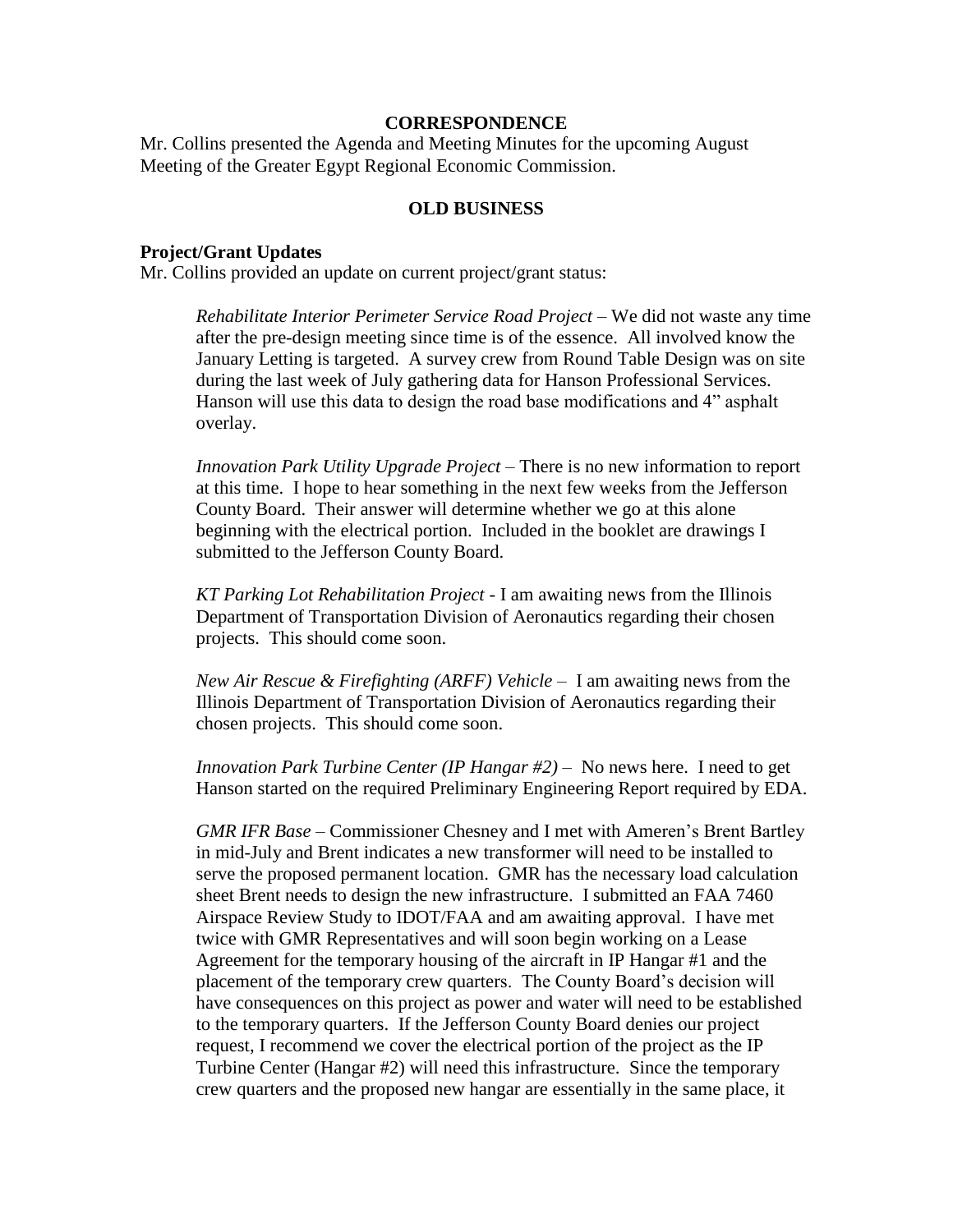## CORRESPONDENCE

Mr. Collins presented the Agenda and Meeting Minutes for the upcoming August Meeting of the Greater Egypt Regional Economic Commission.

## OLD BUSINESS

**Project/Grant Updates**

Mr. Collins provided an update on current project/grant status:

> *Rehabilitate Interior Perimeter Service Road Project* – We did not waste any time after the pre-design meeting since time is of the essence. All involved know the January Letting is targeted. A survey crew from Round Table Design was on site during the last week of July gathering data for Hanson Professional Services. Hanson will use this data to design the road base modifications and 4" asphalt overlay.
>
> *Innovation Park Utility Upgrade Project* – There is no new information to report at this time. I hope to hear something in the next few weeks from the Jefferson County Board. Their answer will determine whether we go at this alone beginning with the electrical portion. Included in the booklet are drawings I submitted to the Jefferson County Board.
>
> *KT Parking Lot Rehabilitation Project* - I am awaiting news from the Illinois Department of Transportation Division of Aeronautics regarding their chosen projects. This should come soon.
>
> *New Air Rescue & Firefighting (ARFF) Vehicle* – I am awaiting news from the Illinois Department of Transportation Division of Aeronautics regarding their chosen projects. This should come soon.
>
> *Innovation Park Turbine Center (IP Hangar #2)* – No news here. I need to get Hanson started on the required Preliminary Engineering Report required by EDA.
>
> *GMR IFR Base* – Commissioner Chesney and I met with Ameren's Brent Bartley in mid-July and Brent indicates a new transformer will need to be installed to serve the proposed permanent location. GMR has the necessary load calculation sheet Brent needs to design the new infrastructure. I submitted an FAA 7460 Airspace Review Study to IDOT/FAA and am awaiting approval. I have met twice with GMR Representatives and will soon begin working on a Lease Agreement for the temporary housing of the aircraft in IP Hangar #1 and the placement of the temporary crew quarters. The County Board's decision will have consequences on this project as power and water will need to be established to the temporary quarters. If the Jefferson County Board denies our project request, I recommend we cover the electrical portion of the project as the IP Turbine Center (Hangar #2) will need this infrastructure. Since the temporary crew quarters and the proposed new hangar are essentially in the same place, it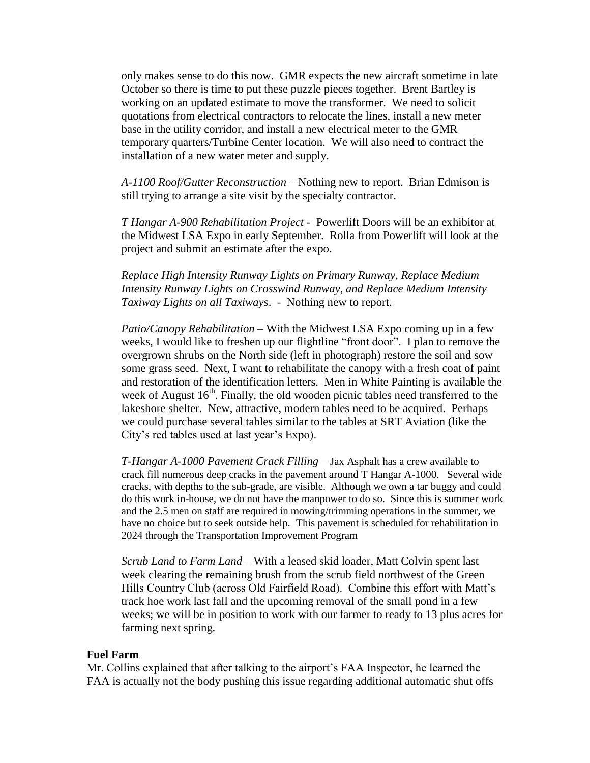only makes sense to do this now. GMR expects the new aircraft sometime in late October so there is time to put these puzzle pieces together. Brent Bartley is working on an updated estimate to move the transformer. We need to solicit quotations from electrical contractors to relocate the lines, install a new meter base in the utility corridor, and install a new electrical meter to the GMR temporary quarters/Turbine Center location. We will also need to contract the installation of a new water meter and supply.

*A-1100 Roof/Gutter Reconstruction* – Nothing new to report. Brian Edmison is still trying to arrange a site visit by the specialty contractor.

*T Hangar A-900 Rehabilitation Project* - Powerlift Doors will be an exhibitor at the Midwest LSA Expo in early September. Rolla from Powerlift will look at the project and submit an estimate after the expo.

*Replace High Intensity Runway Lights on Primary Runway, Replace Medium Intensity Runway Lights on Crosswind Runway, and Replace Medium Intensity Taxiway Lights on all Taxiways*. - Nothing new to report.

*Patio/Canopy Rehabilitation* – With the Midwest LSA Expo coming up in a few weeks, I would like to freshen up our flightline "front door". I plan to remove the overgrown shrubs on the North side (left in photograph) restore the soil and sow some grass seed. Next, I want to rehabilitate the canopy with a fresh coat of paint and restoration of the identification letters. Men in White Painting is available the week of August 16th. Finally, the old wooden picnic tables need transferred to the lakeshore shelter. New, attractive, modern tables need to be acquired. Perhaps we could purchase several tables similar to the tables at SRT Aviation (like the City's red tables used at last year's Expo).

*T-Hangar A-1000 Pavement Crack Filling* – Jax Asphalt has a crew available to crack fill numerous deep cracks in the pavement around T Hangar A-1000. Several wide cracks, with depths to the sub-grade, are visible. Although we own a tar buggy and could do this work in-house, we do not have the manpower to do so. Since this is summer work and the 2.5 men on staff are required in mowing/trimming operations in the summer, we have no choice but to seek outside help. This pavement is scheduled for rehabilitation in 2024 through the Transportation Improvement Program

*Scrub Land to Farm Land* – With a leased skid loader, Matt Colvin spent last week clearing the remaining brush from the scrub field northwest of the Green Hills Country Club (across Old Fairfield Road). Combine this effort with Matt's track hoe work last fall and the upcoming removal of the small pond in a few weeks; we will be in position to work with our farmer to ready to 13 plus acres for farming next spring.

**Fuel Farm**

Mr. Collins explained that after talking to the airport's FAA Inspector, he learned the FAA is actually not the body pushing this issue regarding additional automatic shut offs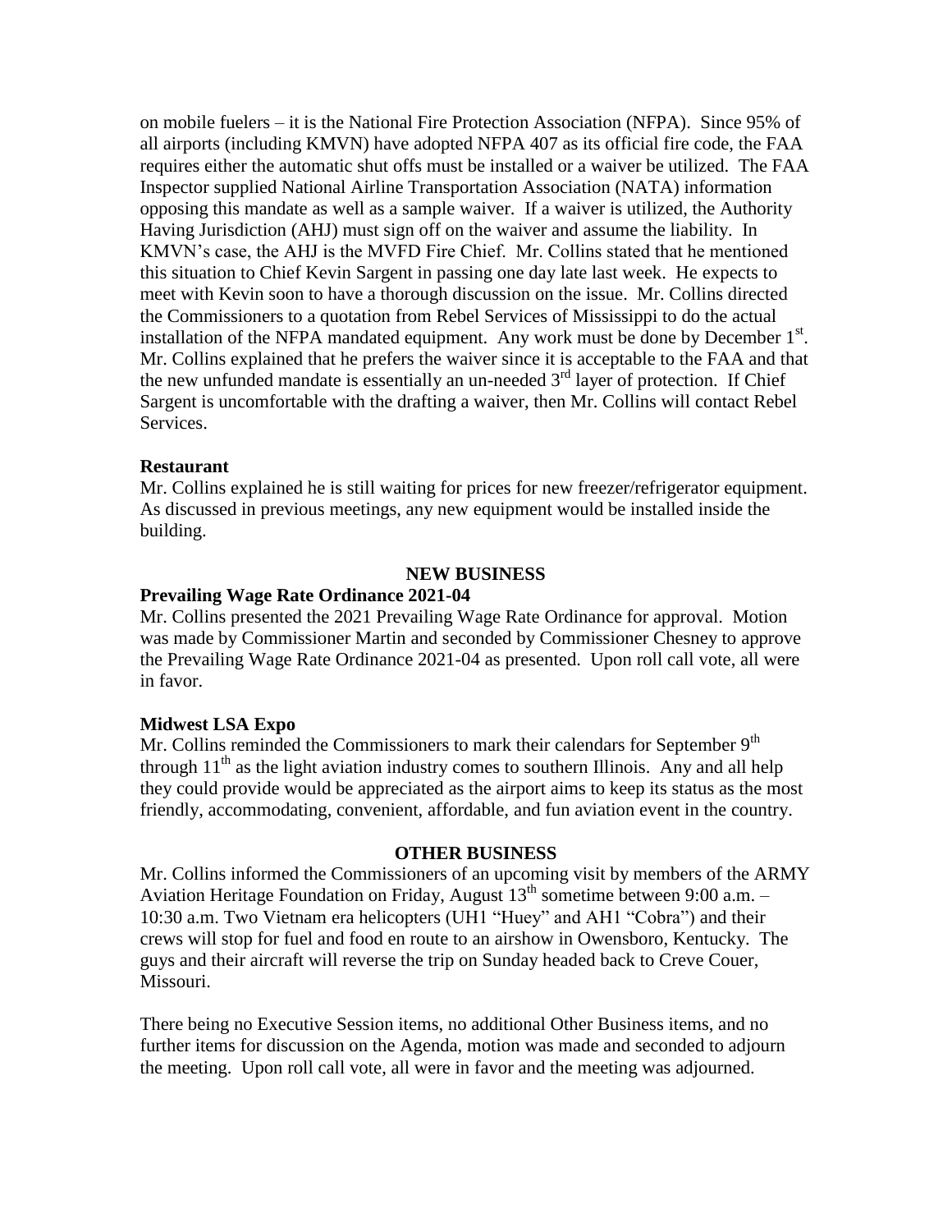on mobile fuelers – it is the National Fire Protection Association (NFPA). Since 95% of all airports (including KMVN) have adopted NFPA 407 as its official fire code, the FAA requires either the automatic shut offs must be installed or a waiver be utilized. The FAA Inspector supplied National Airline Transportation Association (NATA) information opposing this mandate as well as a sample waiver. If a waiver is utilized, the Authority Having Jurisdiction (AHJ) must sign off on the waiver and assume the liability. In KMVN's case, the AHJ is the MVFD Fire Chief. Mr. Collins stated that he mentioned this situation to Chief Kevin Sargent in passing one day late last week. He expects to meet with Kevin soon to have a thorough discussion on the issue. Mr. Collins directed the Commissioners to a quotation from Rebel Services of Mississippi to do the actual installation of the NFPA mandated equipment. Any work must be done by December 1st. Mr. Collins explained that he prefers the waiver since it is acceptable to the FAA and that the new unfunded mandate is essentially an un-needed 3rd layer of protection. If Chief Sargent is uncomfortable with the drafting a waiver, then Mr. Collins will contact Rebel Services.

**Restaurant**

Mr. Collins explained he is still waiting for prices for new freezer/refrigerator equipment. As discussed in previous meetings, any new equipment would be installed inside the building.

## NEW BUSINESS

**Prevailing Wage Rate Ordinance 2021-04**

Mr. Collins presented the 2021 Prevailing Wage Rate Ordinance for approval. Motion was made by Commissioner Martin and seconded by Commissioner Chesney to approve the Prevailing Wage Rate Ordinance 2021-04 as presented. Upon roll call vote, all were in favor.

**Midwest LSA Expo**

Mr. Collins reminded the Commissioners to mark their calendars for September 9th through 11th as the light aviation industry comes to southern Illinois. Any and all help they could provide would be appreciated as the airport aims to keep its status as the most friendly, accommodating, convenient, affordable, and fun aviation event in the country.

## OTHER BUSINESS

Mr. Collins informed the Commissioners of an upcoming visit by members of the ARMY Aviation Heritage Foundation on Friday, August 13th sometime between 9:00 a.m. – 10:30 a.m. Two Vietnam era helicopters (UH1 "Huey" and AH1 "Cobra") and their crews will stop for fuel and food en route to an airshow in Owensboro, Kentucky. The guys and their aircraft will reverse the trip on Sunday headed back to Creve Couer, Missouri.

There being no Executive Session items, no additional Other Business items, and no further items for discussion on the Agenda, motion was made and seconded to adjourn the meeting. Upon roll call vote, all were in favor and the meeting was adjourned.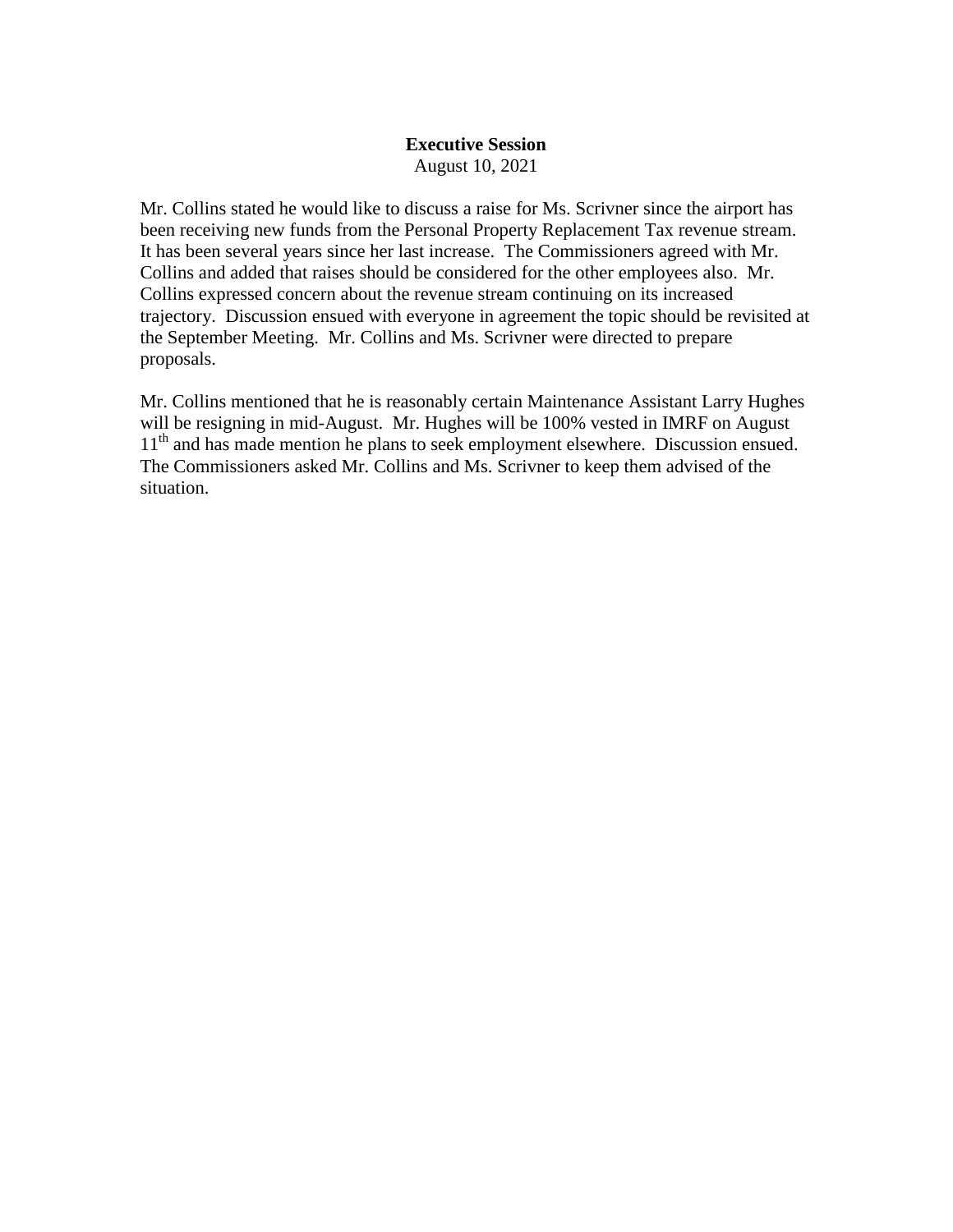**Executive Session**

August 10, 2021

Mr. Collins stated he would like to discuss a raise for Ms. Scrivner since the airport has been receiving new funds from the Personal Property Replacement Tax revenue stream. It has been several years since her last increase. The Commissioners agreed with Mr. Collins and added that raises should be considered for the other employees also. Mr. Collins expressed concern about the revenue stream continuing on its increased trajectory. Discussion ensued with everyone in agreement the topic should be revisited at the September Meeting. Mr. Collins and Ms. Scrivner were directed to prepare proposals.

Mr. Collins mentioned that he is reasonably certain Maintenance Assistant Larry Hughes will be resigning in mid-August. Mr. Hughes will be 100% vested in IMRF on August 11th and has made mention he plans to seek employment elsewhere. Discussion ensued. The Commissioners asked Mr. Collins and Ms. Scrivner to keep them advised of the situation.